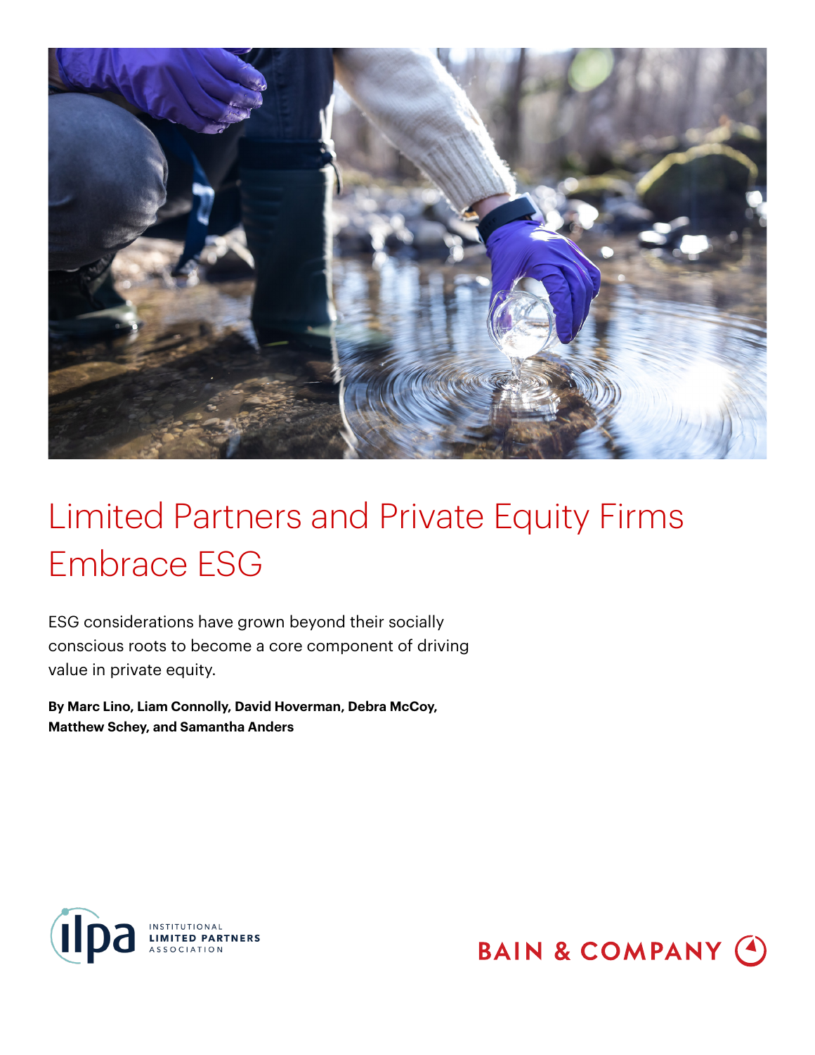# Limited Partners and Private Equity Firms Embrace ESG

ESG considerations have grown beyond their socially conscious roots to become a core component of driving value in private equity.

**By Marc Lino, Liam Connolly, David Hoverman, Debra McCoy, Matthew Schey, and Samantha Anders**

ilpa INSTITUTIONAL LIMITED PARTNERS ASSOCIATION

BAIN & COMPANY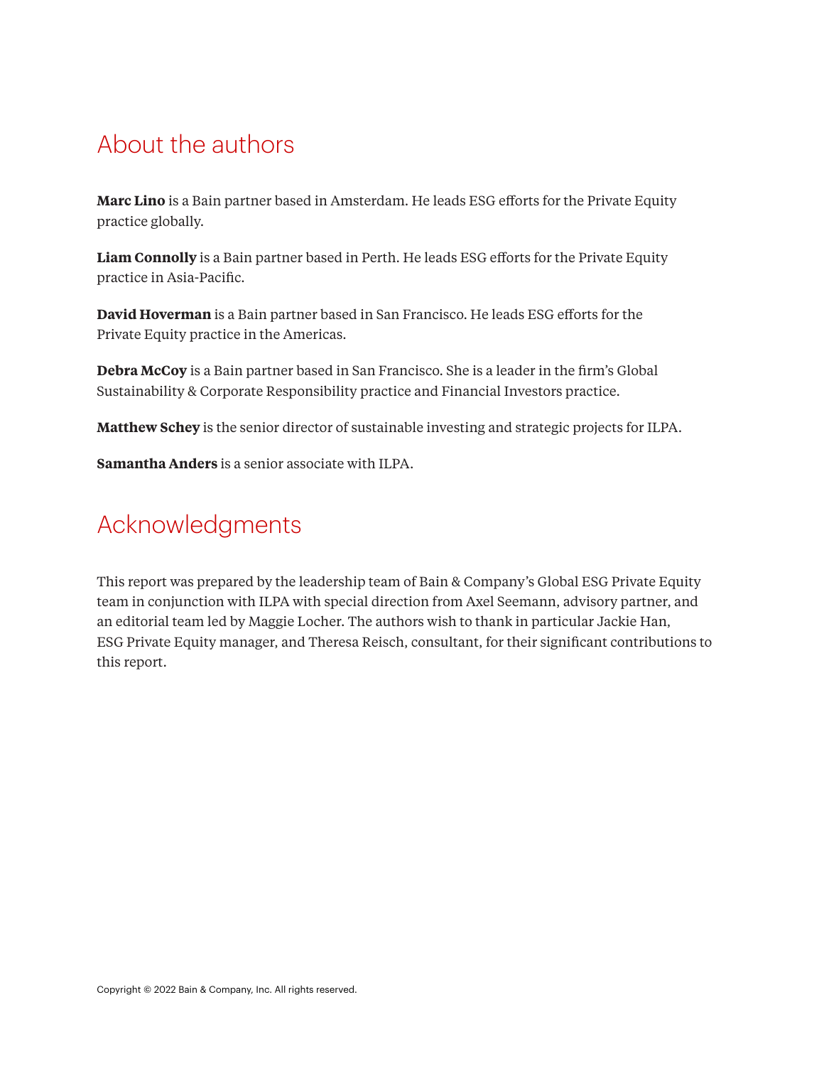## About the authors

**Marc Lino** is a Bain partner based in Amsterdam. He leads ESG efforts for the Private Equity practice globally.

**Liam Connolly** is a Bain partner based in Perth. He leads ESG efforts for the Private Equity practice in Asia-Pacific.

**David Hoverman** is a Bain partner based in San Francisco. He leads ESG efforts for the Private Equity practice in the Americas.

**Debra McCoy** is a Bain partner based in San Francisco. She is a leader in the firm's Global Sustainability & Corporate Responsibility practice and Financial Investors practice.

**Matthew Schey** is the senior director of sustainable investing and strategic projects for ILPA.

**Samantha Anders** is a senior associate with ILPA.

## Acknowledgments

This report was prepared by the leadership team of Bain & Company's Global ESG Private Equity team in conjunction with ILPA with special direction from Axel Seemann, advisory partner, and an editorial team led by Maggie Locher. The authors wish to thank in particular Jackie Han, ESG Private Equity manager, and Theresa Reisch, consultant, for their significant contributions to this report.

Copyright © 2022 Bain & Company, Inc. All rights reserved.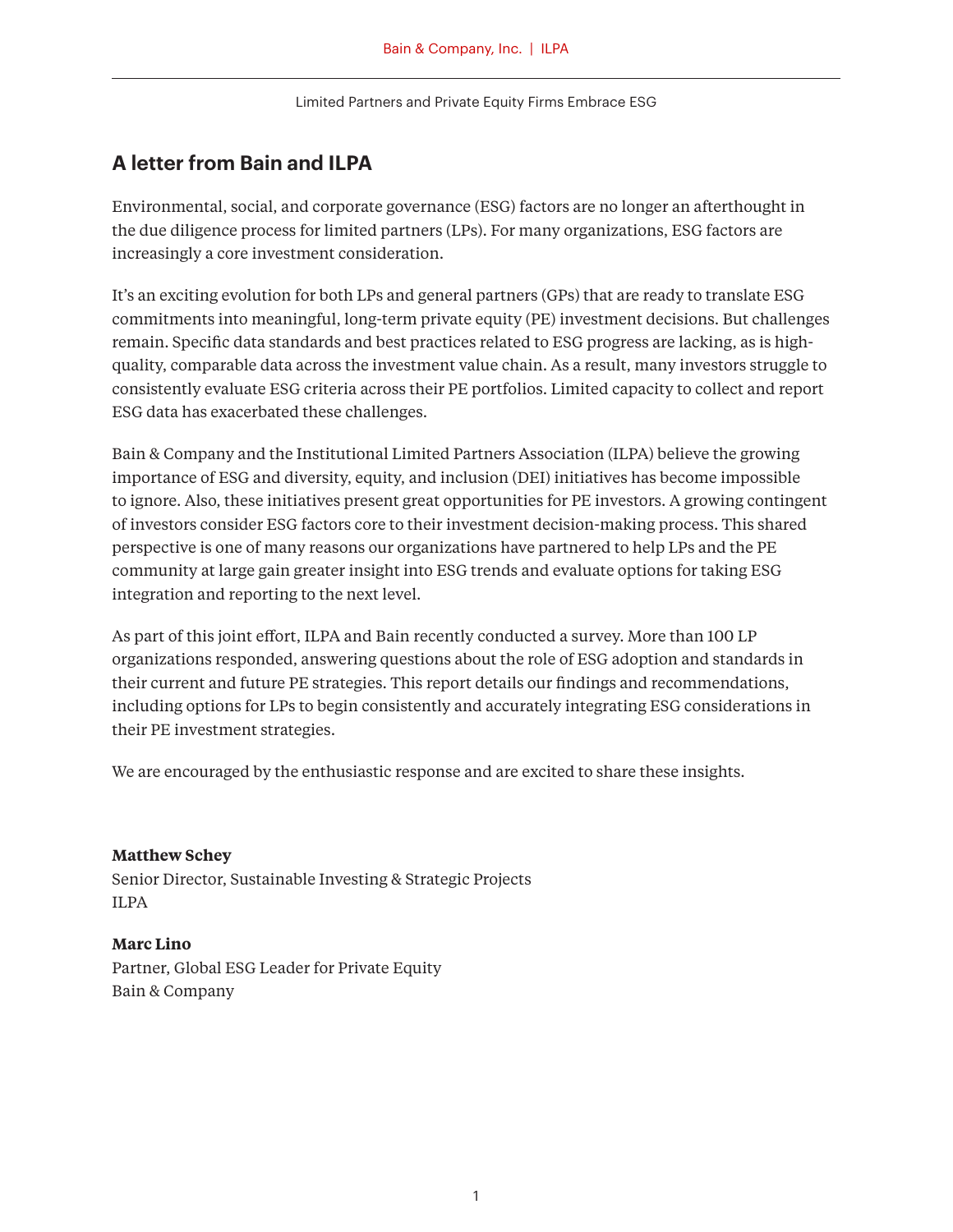## A letter from Bain and ILPA

Environmental, social, and corporate governance (ESG) factors are no longer an afterthought in the due diligence process for limited partners (LPs). For many organizations, ESG factors are increasingly a core investment consideration.

It's an exciting evolution for both LPs and general partners (GPs) that are ready to translate ESG commitments into meaningful, long-term private equity (PE) investment decisions. But challenges remain. Specific data standards and best practices related to ESG progress are lacking, as is high-quality, comparable data across the investment value chain. As a result, many investors struggle to consistently evaluate ESG criteria across their PE portfolios. Limited capacity to collect and report ESG data has exacerbated these challenges.

Bain & Company and the Institutional Limited Partners Association (ILPA) believe the growing importance of ESG and diversity, equity, and inclusion (DEI) initiatives has become impossible to ignore. Also, these initiatives present great opportunities for PE investors. A growing contingent of investors consider ESG factors core to their investment decision-making process. This shared perspective is one of many reasons our organizations have partnered to help LPs and the PE community at large gain greater insight into ESG trends and evaluate options for taking ESG integration and reporting to the next level.

As part of this joint effort, ILPA and Bain recently conducted a survey. More than 100 LP organizations responded, answering questions about the role of ESG adoption and standards in their current and future PE strategies. This report details our findings and recommendations, including options for LPs to begin consistently and accurately integrating ESG considerations in their PE investment strategies.

We are encouraged by the enthusiastic response and are excited to share these insights.

**Matthew Schey**
Senior Director, Sustainable Investing & Strategic Projects
ILPA

**Marc Lino**
Partner, Global ESG Leader for Private Equity
Bain & Company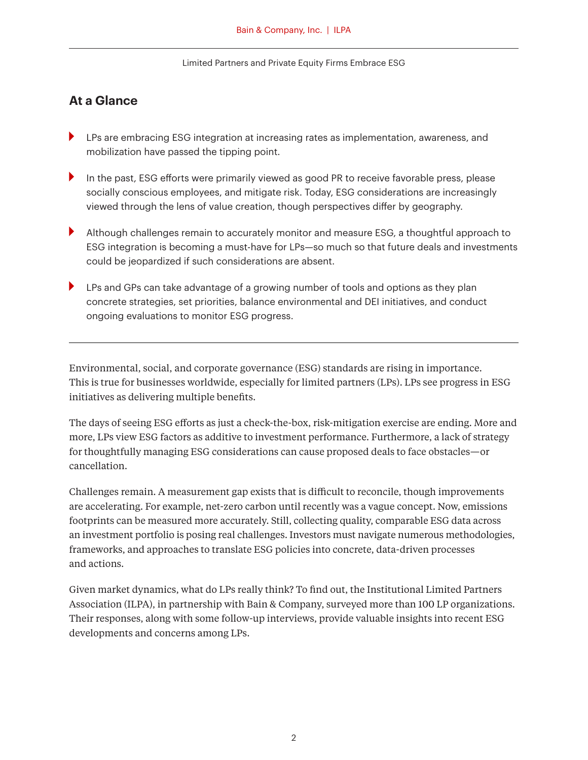## At a Glance

- LPs are embracing ESG integration at increasing rates as implementation, awareness, and mobilization have passed the tipping point.
- In the past, ESG efforts were primarily viewed as good PR to receive favorable press, please socially conscious employees, and mitigate risk. Today, ESG considerations are increasingly viewed through the lens of value creation, though perspectives differ by geography.
- Although challenges remain to accurately monitor and measure ESG, a thoughtful approach to ESG integration is becoming a must-have for LPs—so much so that future deals and investments could be jeopardized if such considerations are absent.
- LPs and GPs can take advantage of a growing number of tools and options as they plan concrete strategies, set priorities, balance environmental and DEI initiatives, and conduct ongoing evaluations to monitor ESG progress.

---

Environmental, social, and corporate governance (ESG) standards are rising in importance. This is true for businesses worldwide, especially for limited partners (LPs). LPs see progress in ESG initiatives as delivering multiple benefits.

The days of seeing ESG efforts as just a check-the-box, risk-mitigation exercise are ending. More and more, LPs view ESG factors as additive to investment performance. Furthermore, a lack of strategy for thoughtfully managing ESG considerations can cause proposed deals to face obstacles—or cancellation.

Challenges remain. A measurement gap exists that is difficult to reconcile, though improvements are accelerating. For example, net-zero carbon until recently was a vague concept. Now, emissions footprints can be measured more accurately. Still, collecting quality, comparable ESG data across an investment portfolio is posing real challenges. Investors must navigate numerous methodologies, frameworks, and approaches to translate ESG policies into concrete, data-driven processes and actions.

Given market dynamics, what do LPs really think? To find out, the Institutional Limited Partners Association (ILPA), in partnership with Bain & Company, surveyed more than 100 LP organizations. Their responses, along with some follow-up interviews, provide valuable insights into recent ESG developments and concerns among LPs.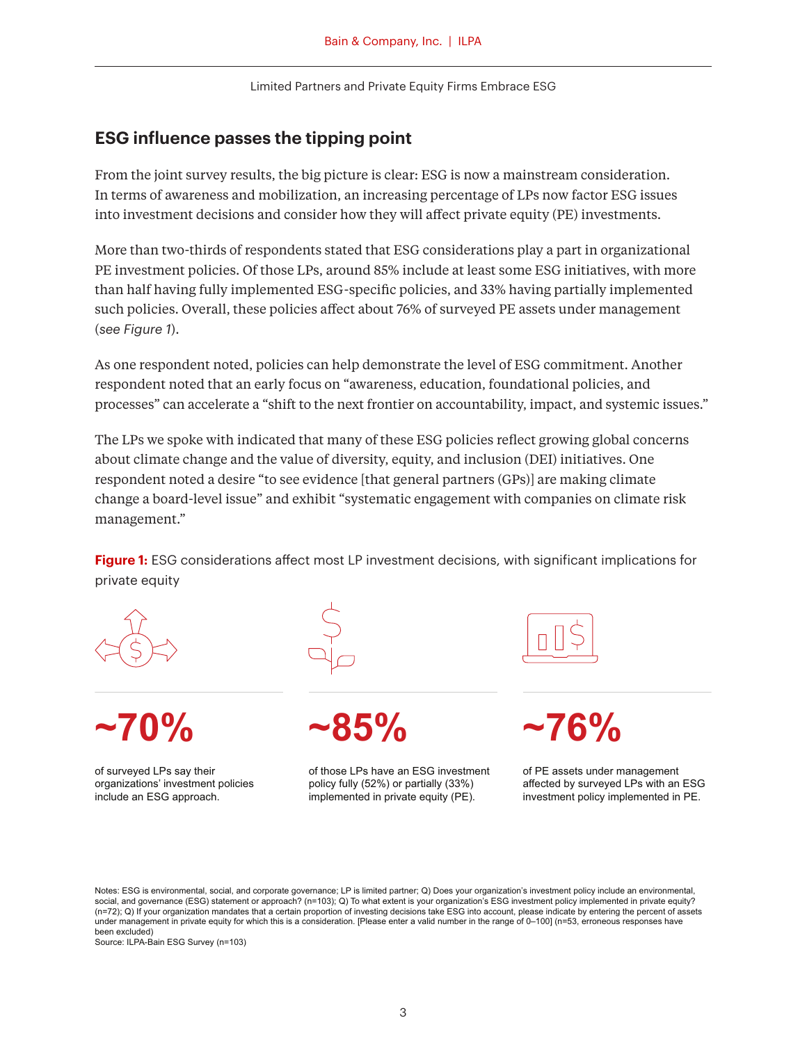## ESG influence passes the tipping point

From the joint survey results, the big picture is clear: ESG is now a mainstream consideration. In terms of awareness and mobilization, an increasing percentage of LPs now factor ESG issues into investment decisions and consider how they will affect private equity (PE) investments.

More than two-thirds of respondents stated that ESG considerations play a part in organizational PE investment policies. Of those LPs, around 85% include at least some ESG initiatives, with more than half having fully implemented ESG-specific policies, and 33% having partially implemented such policies. Overall, these policies affect about 76% of surveyed PE assets under management (*see Figure 1*).

As one respondent noted, policies can help demonstrate the level of ESG commitment. Another respondent noted that an early focus on "awareness, education, foundational policies, and processes" can accelerate a "shift to the next frontier on accountability, impact, and systemic issues."

The LPs we spoke with indicated that many of these ESG policies reflect growing global concerns about climate change and the value of diversity, equity, and inclusion (DEI) initiatives. One respondent noted a desire "to see evidence [that general partners (GPs)] are making climate change a board-level issue" and exhibit "systematic engagement with companies on climate risk management."

**Figure 1:** ESG considerations affect most LP investment decisions, with significant implications for private equity

**~70%**

of surveyed LPs say their organizations' investment policies include an ESG approach.

**~85%**

of those LPs have an ESG investment policy fully (52%) or partially (33%) implemented in private equity (PE).

**~76%**

of PE assets under management affected by surveyed LPs with an ESG investment policy implemented in PE.

Notes: ESG is environmental, social, and corporate governance; LP is limited partner; Q) Does your organization's investment policy include an environmental, social, and governance (ESG) statement or approach? (n=103); Q) To what extent is your organization's ESG investment policy implemented in private equity? (n=72); Q) If your organization mandates that a certain proportion of investing decisions take ESG into account, please indicate by entering the percent of assets under management in private equity for which this is a consideration. [Please enter a valid number in the range of 0–100] (n=53, erroneous responses have been excluded)
Source: ILPA-Bain ESG Survey (n=103)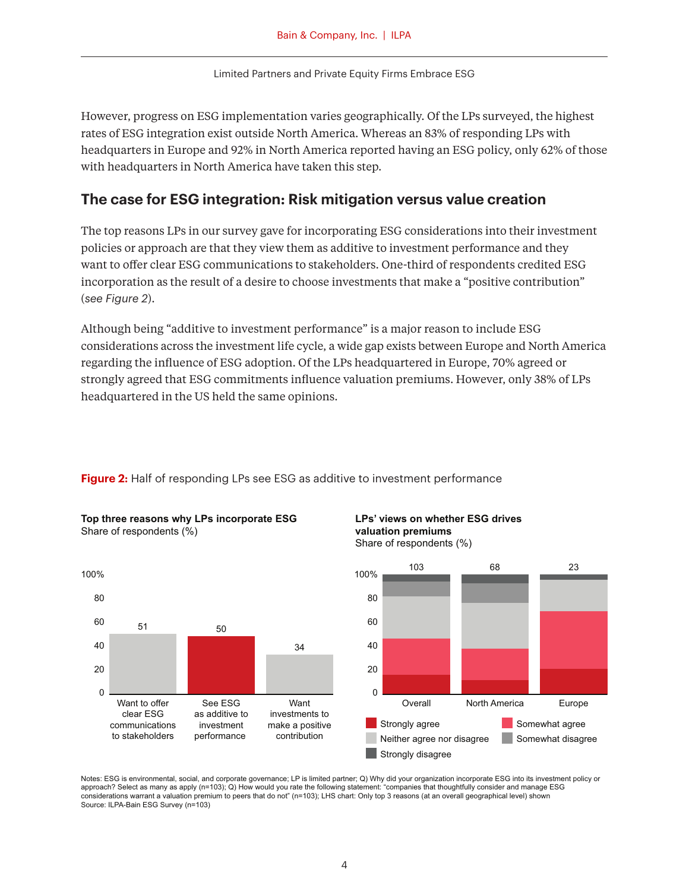However, progress on ESG implementation varies geographically. Of the LPs surveyed, the highest rates of ESG integration exist outside North America. Whereas an 83% of responding LPs with headquarters in Europe and 92% in North America reported having an ESG policy, only 62% of those with headquarters in North America have taken this step.

## The case for ESG integration: Risk mitigation versus value creation

The top reasons LPs in our survey gave for incorporating ESG considerations into their investment policies or approach are that they view them as additive to investment performance and they want to offer clear ESG communications to stakeholders. One-third of respondents credited ESG incorporation as the result of a desire to choose investments that make a "positive contribution" (*see Figure 2*).

Although being "additive to investment performance" is a major reason to include ESG considerations across the investment life cycle, a wide gap exists between Europe and North America regarding the influence of ESG adoption. Of the LPs headquartered in Europe, 70% agreed or strongly agreed that ESG commitments influence valuation premiums. However, only 38% of LPs headquartered in the US held the same opinions.

**Figure 2:** Half of responding LPs see ESG as additive to investment performance

**Top three reasons why LPs incorporate ESG**
Share of respondents (%)

| Reason | Share (%) |
| --- | --- |
| Want to offer clear ESG communications to stakeholders | 51 |
| See ESG as additive to investment performance | 50 |
| Want investments to make a positive contribution | 34 |

**LPs' views on whether ESG drives valuation premiums**
Share of respondents (%)

| | Overall | North America | Europe |
| --- | --- | --- | --- |
| n | 103 | 68 | 23 |

Legend: Strongly agree; Somewhat agree; Neither agree nor disagree; Somewhat disagree; Strongly disagree

Notes: ESG is environmental, social, and corporate governance; LP is limited partner; Q) Why did your organization incorporate ESG into its investment policy or approach? Select as many as apply (n=103); Q) How would you rate the following statement: "companies that thoughtfully consider and manage ESG considerations warrant a valuation premium to peers that do not" (n=103); LHS chart: Only top 3 reasons (at an overall geographical level) shown
Source: ILPA-Bain ESG Survey (n=103)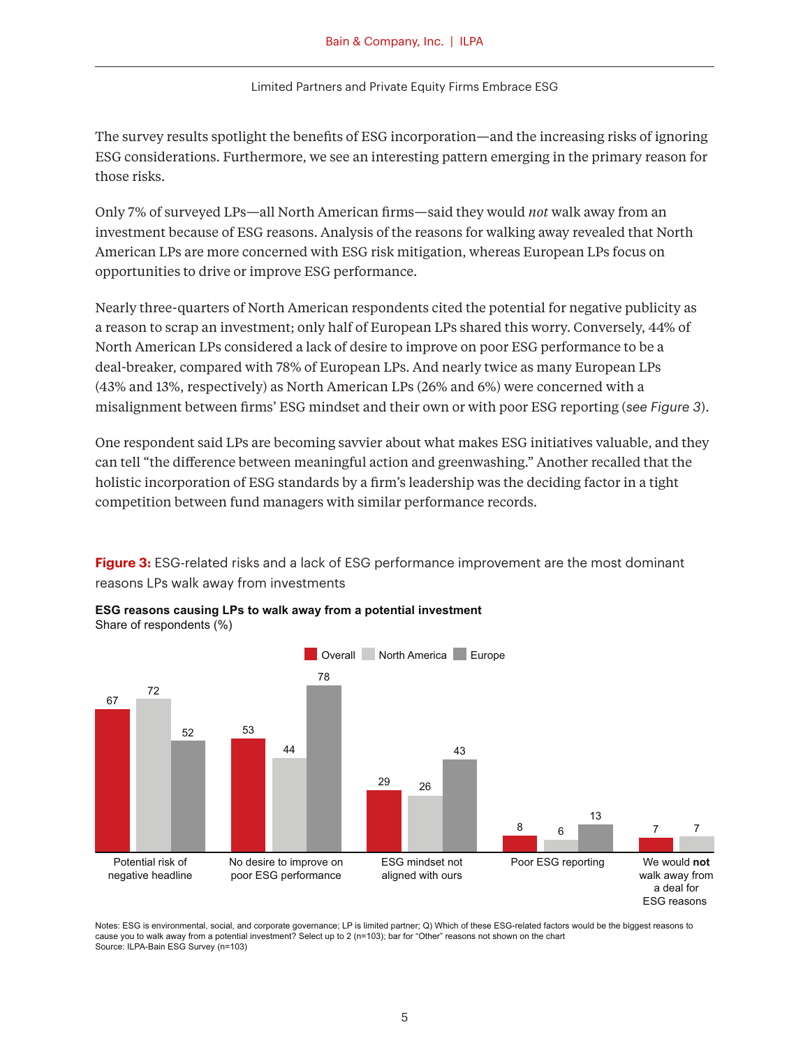The survey results spotlight the benefits of ESG incorporation—and the increasing risks of ignoring ESG considerations. Furthermore, we see an interesting pattern emerging in the primary reason for those risks.

Only 7% of surveyed LPs—all North American firms—said they would *not* walk away from an investment because of ESG reasons. Analysis of the reasons for walking away revealed that North American LPs are more concerned with ESG risk mitigation, whereas European LPs focus on opportunities to drive or improve ESG performance.

Nearly three-quarters of North American respondents cited the potential for negative publicity as a reason to scrap an investment; only half of European LPs shared this worry. Conversely, 44% of North American LPs considered a lack of desire to improve on poor ESG performance to be a deal-breaker, compared with 78% of European LPs. And nearly twice as many European LPs (43% and 13%, respectively) as North American LPs (26% and 6%) were concerned with a misalignment between firms' ESG mindset and their own or with poor ESG reporting (*see Figure 3*).

One respondent said LPs are becoming savvier about what makes ESG initiatives valuable, and they can tell "the difference between meaningful action and greenwashing." Another recalled that the holistic incorporation of ESG standards by a firm's leadership was the deciding factor in a tight competition between fund managers with similar performance records.

**Figure 3:** ESG-related risks and a lack of ESG performance improvement are the most dominant reasons LPs walk away from investments

**ESG reasons causing LPs to walk away from a potential investment**
Share of respondents (%)

| | Overall | North America | Europe |
|---|---|---|---|
| Potential risk of negative headline | 67 | 72 | 52 |
| No desire to improve on poor ESG performance | 53 | 44 | 78 |
| ESG mindset not aligned with ours | 29 | 26 | 43 |
| Poor ESG reporting | 8 | 6 | 13 |
| We would **not** walk away from a deal for ESG reasons | 7 | 7 | |

Notes: ESG is environmental, social, and corporate governance; LP is limited partner; Q) Which of these ESG-related factors would be the biggest reasons to cause you to walk away from a potential investment? Select up to 2 (n=103); bar for "Other" reasons not shown on the chart
Source: ILPA-Bain ESG Survey (n=103)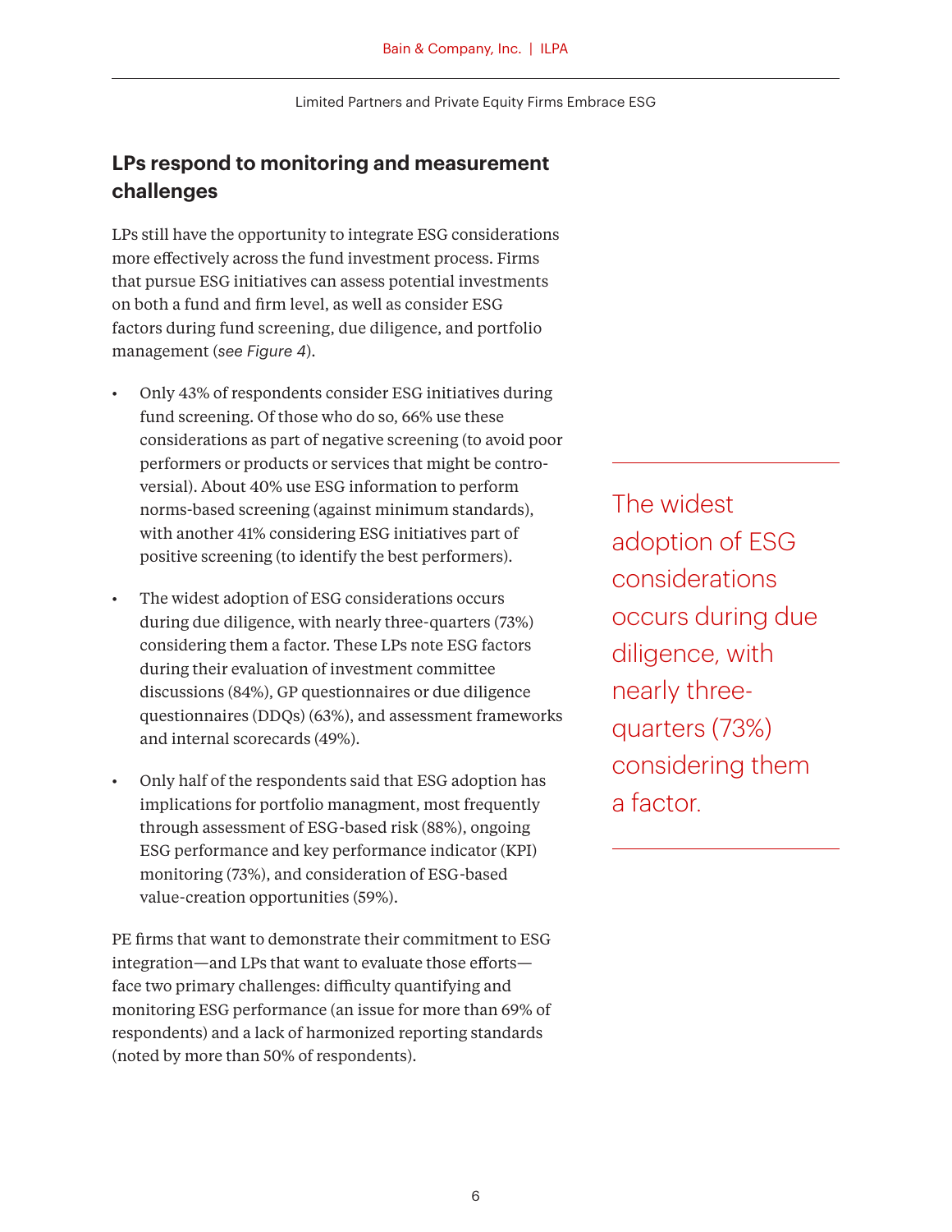## LPs respond to monitoring and measurement challenges

LPs still have the opportunity to integrate ESG considerations more effectively across the fund investment process. Firms that pursue ESG initiatives can assess potential investments on both a fund and firm level, as well as consider ESG factors during fund screening, due diligence, and portfolio management (*see Figure 4*).

- Only 43% of respondents consider ESG initiatives during fund screening. Of those who do so, 66% use these considerations as part of negative screening (to avoid poor performers or products or services that might be controversial). About 40% use ESG information to perform norms-based screening (against minimum standards), with another 41% considering ESG initiatives part of positive screening (to identify the best performers).

- The widest adoption of ESG considerations occurs during due diligence, with nearly three-quarters (73%) considering them a factor. These LPs note ESG factors during their evaluation of investment committee discussions (84%), GP questionnaires or due diligence questionnaires (DDQs) (63%), and assessment frameworks and internal scorecards (49%).

- Only half of the respondents said that ESG adoption has implications for portfolio managment, most frequently through assessment of ESG-based risk (88%), ongoing ESG performance and key performance indicator (KPI) monitoring (73%), and consideration of ESG-based value-creation opportunities (59%).

PE firms that want to demonstrate their commitment to ESG integration—and LPs that want to evaluate those efforts—face two primary challenges: difficulty quantifying and monitoring ESG performance (an issue for more than 69% of respondents) and a lack of harmonized reporting standards (noted by more than 50% of respondents).

> The widest adoption of ESG considerations occurs during due diligence, with nearly three-quarters (73%) considering them a factor.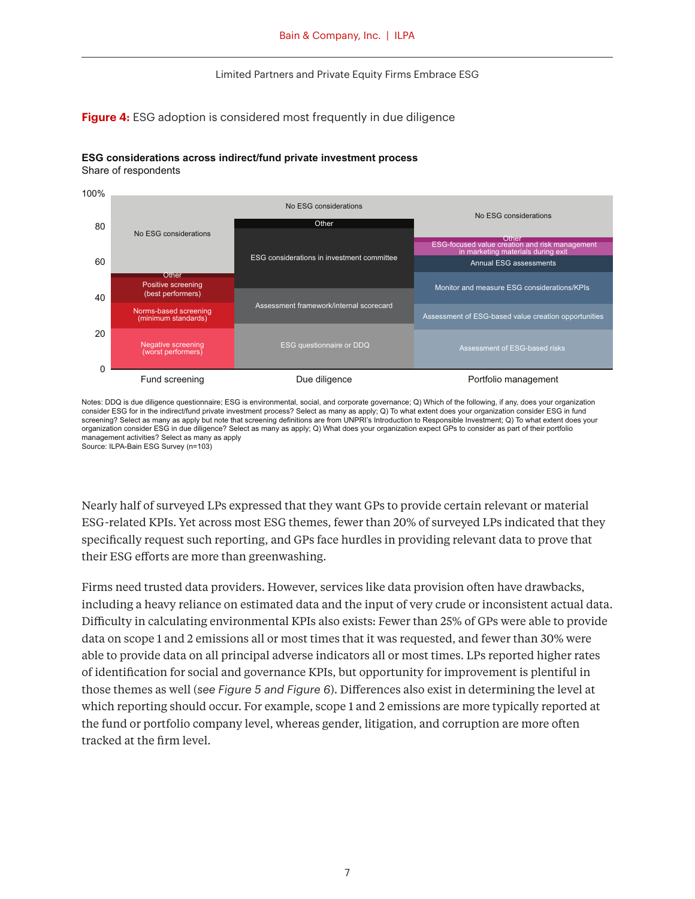**Figure 4:** ESG adoption is considered most frequently in due diligence

**ESG considerations across indirect/fund private investment process**
Share of respondents

| Fund screening | Due diligence | Portfolio management |
|---|---|---|
| No ESG considerations | No ESG considerations | No ESG considerations |
| Other | Other | Other |
| Positive screening (best performers) | ESG considerations in investment committee | ESG-focused value creation and risk management in marketing materials during exit |
| Norms-based screening (minimum standards) | Assessment framework/internal scorecard | Annual ESG assessments |
| Negative screening (worst performers) | ESG questionnaire or DDQ | Monitor and measure ESG considerations/KPIs |
| | | Assessment of ESG-based value creation opportunities |
| | | Assessment of ESG-based risks |

Notes: DDQ is due diligence questionnaire; ESG is environmental, social, and corporate governance; Q) Which of the following, if any, does your organization consider ESG for in the indirect/fund private investment process? Select as many as apply; Q) To what extent does your organization consider ESG in fund screening? Select as many as apply but note that screening definitions are from UNPRI's Introduction to Responsible Investment; Q) To what extent does your organization consider ESG in due diligence? Select as many as apply; Q) What does your organization expect GPs to consider as part of their portfolio management activities? Select as many as apply
Source: ILPA-Bain ESG Survey (n=103)

Nearly half of surveyed LPs expressed that they want GPs to provide certain relevant or material ESG-related KPIs. Yet across most ESG themes, fewer than 20% of surveyed LPs indicated that they specifically request such reporting, and GPs face hurdles in providing relevant data to prove that their ESG efforts are more than greenwashing.

Firms need trusted data providers. However, services like data provision often have drawbacks, including a heavy reliance on estimated data and the input of very crude or inconsistent actual data. Difficulty in calculating environmental KPIs also exists: Fewer than 25% of GPs were able to provide data on scope 1 and 2 emissions all or most times that it was requested, and fewer than 30% were able to provide data on all principal adverse indicators all or most times. LPs reported higher rates of identification for social and governance KPIs, but opportunity for improvement is plentiful in those themes as well (*see Figure 5 and Figure 6*). Differences also exist in determining the level at which reporting should occur. For example, scope 1 and 2 emissions are more typically reported at the fund or portfolio company level, whereas gender, litigation, and corruption are more often tracked at the firm level.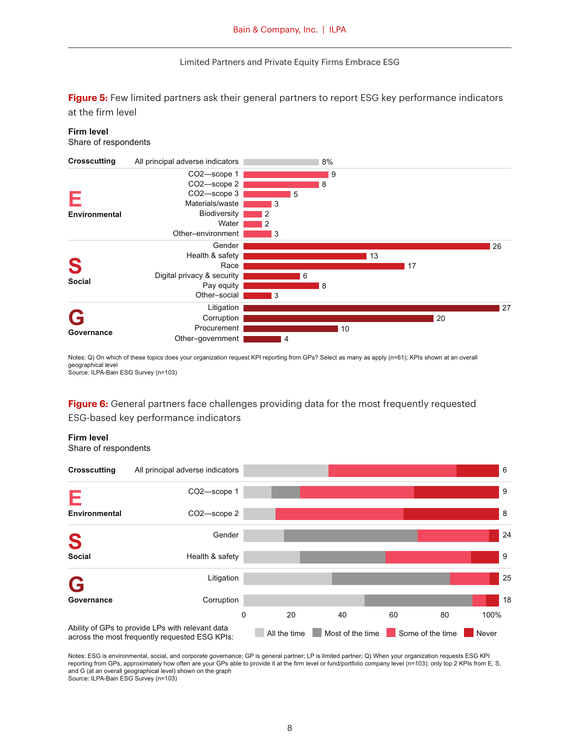**Figure 5:** Few limited partners ask their general partners to report ESG key performance indicators at the firm level

**Firm level**
Share of respondents

| Category | Indicator | Share of respondents |
|---|---|---|
| Crosscutting | All principal adverse indicators | 8% |
| E Environmental | CO2—scope 1 | 9 |
| | CO2—scope 2 | 8 |
| | CO2—scope 3 | 5 |
| | Materials/waste | 3 |
| | Biodiversity | 2 |
| | Water | 2 |
| | Other–environment | 3 |
| S Social | Gender | 26 |
| | Health & safety | 13 |
| | Race | 17 |
| | Digital privacy & security | 6 |
| | Pay equity | 8 |
| | Other–social | 3 |
| G Governance | Litigation | 27 |
| | Corruption | 20 |
| | Procurement | 10 |
| | Other–government | 4 |

Notes: Q) On which of these topics does your organization request KPI reporting from GPs? Select as many as apply (n=61); KPIs shown at an overall geographical level
Source: ILPA-Bain ESG Survey (n=103)

**Figure 6:** General partners face challenges providing data for the most frequently requested ESG-based key performance indicators

**Firm level**
Share of respondents

| Category | Indicator | n |
|---|---|---|
| Crosscutting | All principal adverse indicators | 6 |
| E Environmental | CO2—scope 1 | 9 |
| | CO2—scope 2 | 8 |
| S Social | Gender | 24 |
| | Health & safety | 9 |
| G Governance | Litigation | 25 |
| | Corruption | 18 |

Ability of GPs to provide LPs with relevant data across the most frequently requested ESG KPIs: All the time, Most of the time, Some of the time, Never

Notes: ESG is environmental, social, and corporate governance; GP is general partner; LP is limited partner; Q) When your organization requests ESG KPI reporting from GPs, approximately how often are your GPs able to provide it at the firm level or fund/portfolio company level (n=103); only top 2 KPIs from E, S, and G (at an overall geographical level) shown on the graph
Source: ILPA-Bain ESG Survey (n=103)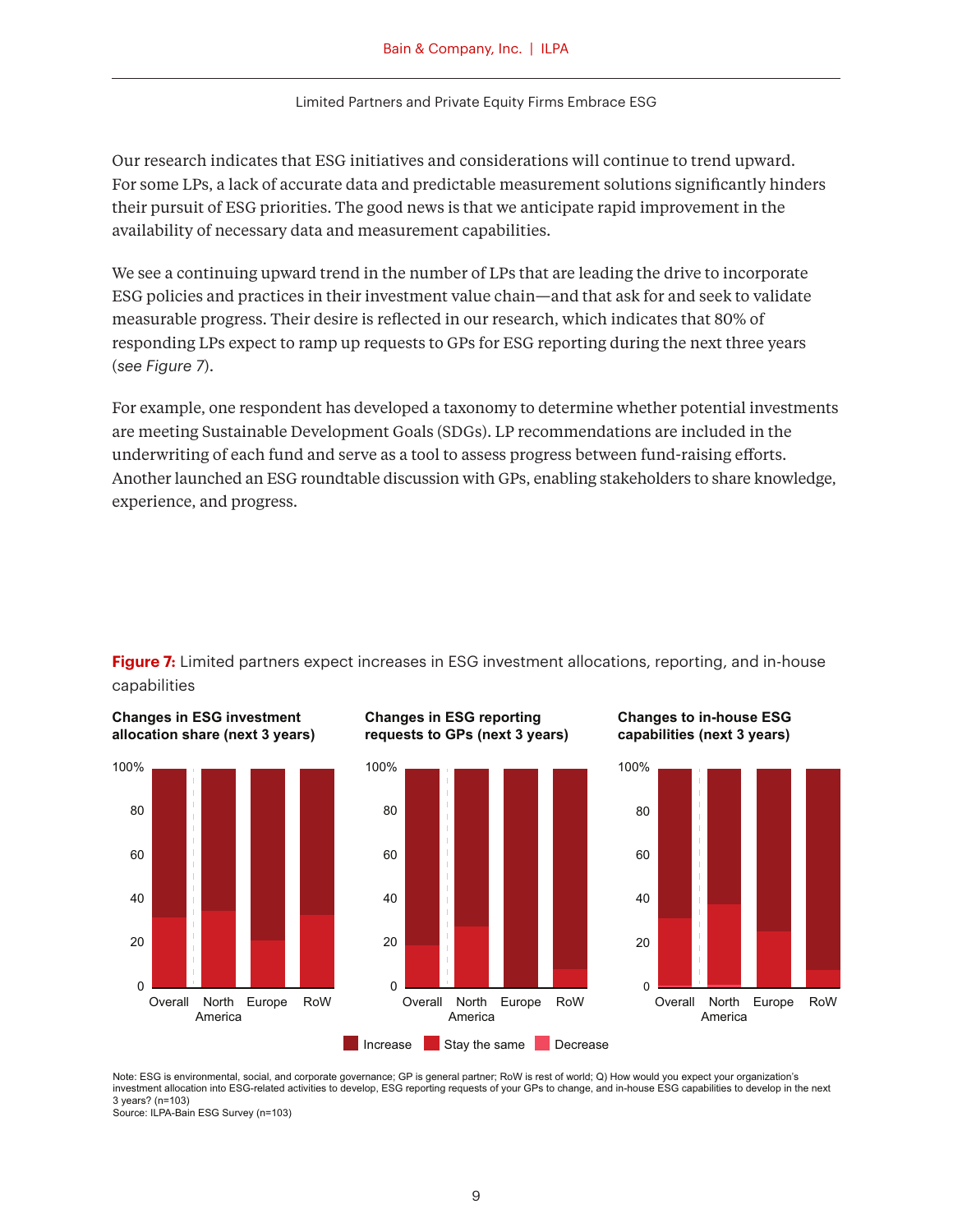Our research indicates that ESG initiatives and considerations will continue to trend upward. For some LPs, a lack of accurate data and predictable measurement solutions significantly hinders their pursuit of ESG priorities. The good news is that we anticipate rapid improvement in the availability of necessary data and measurement capabilities.

We see a continuing upward trend in the number of LPs that are leading the drive to incorporate ESG policies and practices in their investment value chain—and that ask for and seek to validate measurable progress. Their desire is reflected in our research, which indicates that 80% of responding LPs expect to ramp up requests to GPs for ESG reporting during the next three years (*see Figure 7*).

For example, one respondent has developed a taxonomy to determine whether potential investments are meeting Sustainable Development Goals (SDGs). LP recommendations are included in the underwriting of each fund and serve as a tool to assess progress between fund-raising efforts. Another launched an ESG roundtable discussion with GPs, enabling stakeholders to share knowledge, experience, and progress.

**Figure 7:** Limited partners expect increases in ESG investment allocations, reporting, and in-house capabilities

**Changes in ESG investment allocation share (next 3 years)**

**Changes in ESG reporting requests to GPs (next 3 years)**

**Changes to in-house ESG capabilities (next 3 years)**

Categories: Overall, North America, Europe, RoW

Legend: Increase, Stay the same, Decrease

Note: ESG is environmental, social, and corporate governance; GP is general partner; RoW is rest of world; Q) How would you expect your organization's investment allocation into ESG-related activities to develop, ESG reporting requests of your GPs to change, and in-house ESG capabilities to develop in the next 3 years? (n=103)
Source: ILPA-Bain ESG Survey (n=103)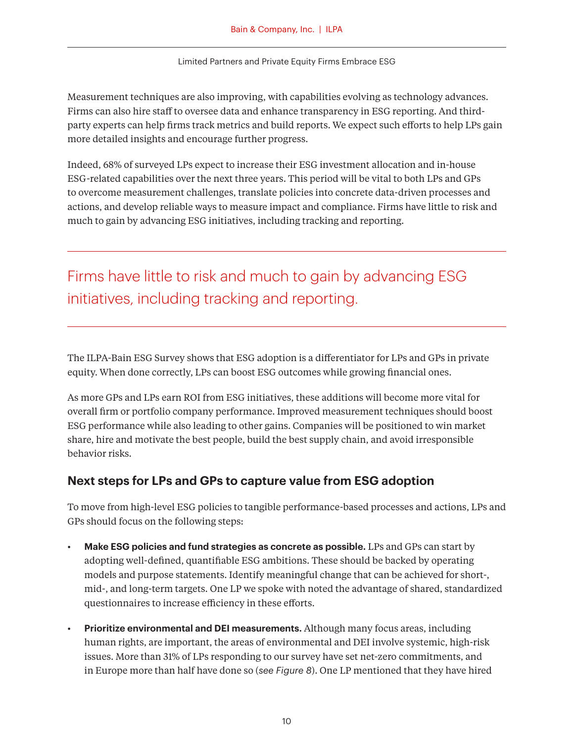Measurement techniques are also improving, with capabilities evolving as technology advances. Firms can also hire staff to oversee data and enhance transparency in ESG reporting. And third-party experts can help firms track metrics and build reports. We expect such efforts to help LPs gain more detailed insights and encourage further progress.

Indeed, 68% of surveyed LPs expect to increase their ESG investment allocation and in-house ESG-related capabilities over the next three years. This period will be vital to both LPs and GPs to overcome measurement challenges, translate policies into concrete data-driven processes and actions, and develop reliable ways to measure impact and compliance. Firms have little to risk and much to gain by advancing ESG initiatives, including tracking and reporting.

---

> Firms have little to risk and much to gain by advancing ESG initiatives, including tracking and reporting.

---

The ILPA-Bain ESG Survey shows that ESG adoption is a differentiator for LPs and GPs in private equity. When done correctly, LPs can boost ESG outcomes while growing financial ones.

As more GPs and LPs earn ROI from ESG initiatives, these additions will become more vital for overall firm or portfolio company performance. Improved measurement techniques should boost ESG performance while also leading to other gains. Companies will be positioned to win market share, hire and motivate the best people, build the best supply chain, and avoid irresponsible behavior risks.

## Next steps for LPs and GPs to capture value from ESG adoption

To move from high-level ESG policies to tangible performance-based processes and actions, LPs and GPs should focus on the following steps:

- **Make ESG policies and fund strategies as concrete as possible.** LPs and GPs can start by adopting well-defined, quantifiable ESG ambitions. These should be backed by operating models and purpose statements. Identify meaningful change that can be achieved for short-, mid-, and long-term targets. One LP we spoke with noted the advantage of shared, standardized questionnaires to increase efficiency in these efforts.
- **Prioritize environmental and DEI measurements.** Although many focus areas, including human rights, are important, the areas of environmental and DEI involve systemic, high-risk issues. More than 31% of LPs responding to our survey have set net-zero commitments, and in Europe more than half have done so (*see Figure 8*). One LP mentioned that they have hired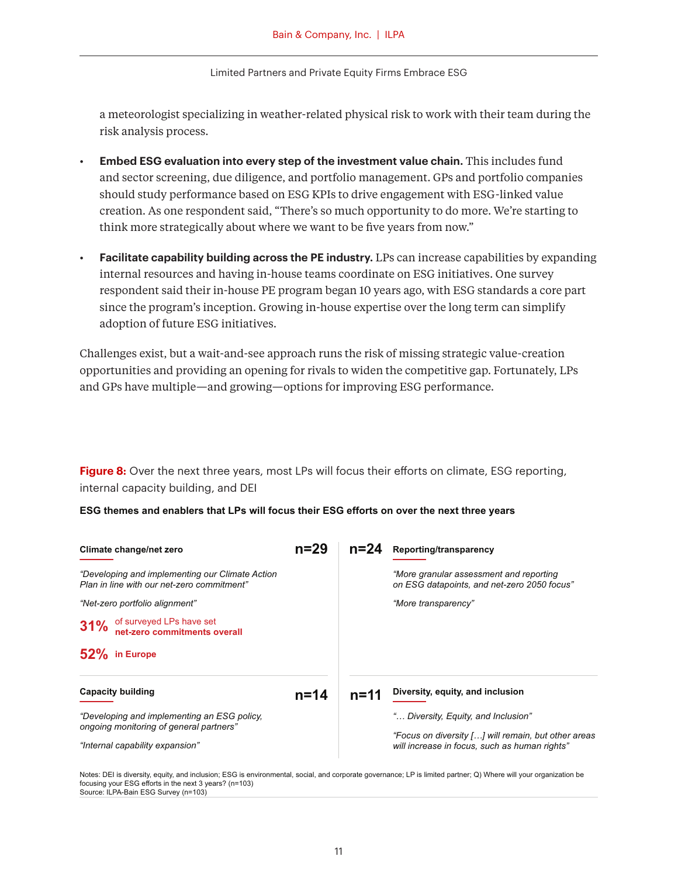a meteorologist specializing in weather-related physical risk to work with their team during the risk analysis process.

- **Embed ESG evaluation into every step of the investment value chain.** This includes fund and sector screening, due diligence, and portfolio management. GPs and portfolio companies should study performance based on ESG KPIs to drive engagement with ESG-linked value creation. As one respondent said, "There's so much opportunity to do more. We're starting to think more strategically about where we want to be five years from now."

- **Facilitate capability building across the PE industry.** LPs can increase capabilities by expanding internal resources and having in-house teams coordinate on ESG initiatives. One survey respondent said their in-house PE program began 10 years ago, with ESG standards a core part since the program's inception. Growing in-house expertise over the long term can simplify adoption of future ESG initiatives.

Challenges exist, but a wait-and-see approach runs the risk of missing strategic value-creation opportunities and providing an opening for rivals to widen the competitive gap. Fortunately, LPs and GPs have multiple—and growing—options for improving ESG performance.

**Figure 8:** Over the next three years, most LPs will focus their efforts on climate, ESG reporting, internal capacity building, and DEI

**ESG themes and enablers that LPs will focus their ESG efforts on over the next three years**

**Climate change/net zero** — n=29

*"Developing and implementing our Climate Action Plan in line with our net-zero commitment"*

*"Net-zero portfolio alignment"*

**31%** of surveyed LPs have set **net-zero commitments overall**

**52%** **in Europe**

**Reporting/transparency** — n=24

*"More granular assessment and reporting on ESG datapoints, and net-zero 2050 focus"*

*"More transparency"*

**Capacity building** — n=14

*"Developing and implementing an ESG policy, ongoing monitoring of general partners"*

*"Internal capability expansion"*

**Diversity, equity, and inclusion** — n=11

*"… Diversity, Equity, and Inclusion"*

*"Focus on diversity […] will remain, but other areas will increase in focus, such as human rights"*

Notes: DEI is diversity, equity, and inclusion; ESG is environmental, social, and corporate governance; LP is limited partner; Q) Where will your organization be focusing your ESG efforts in the next 3 years? (n=103)
Source: ILPA-Bain ESG Survey (n=103)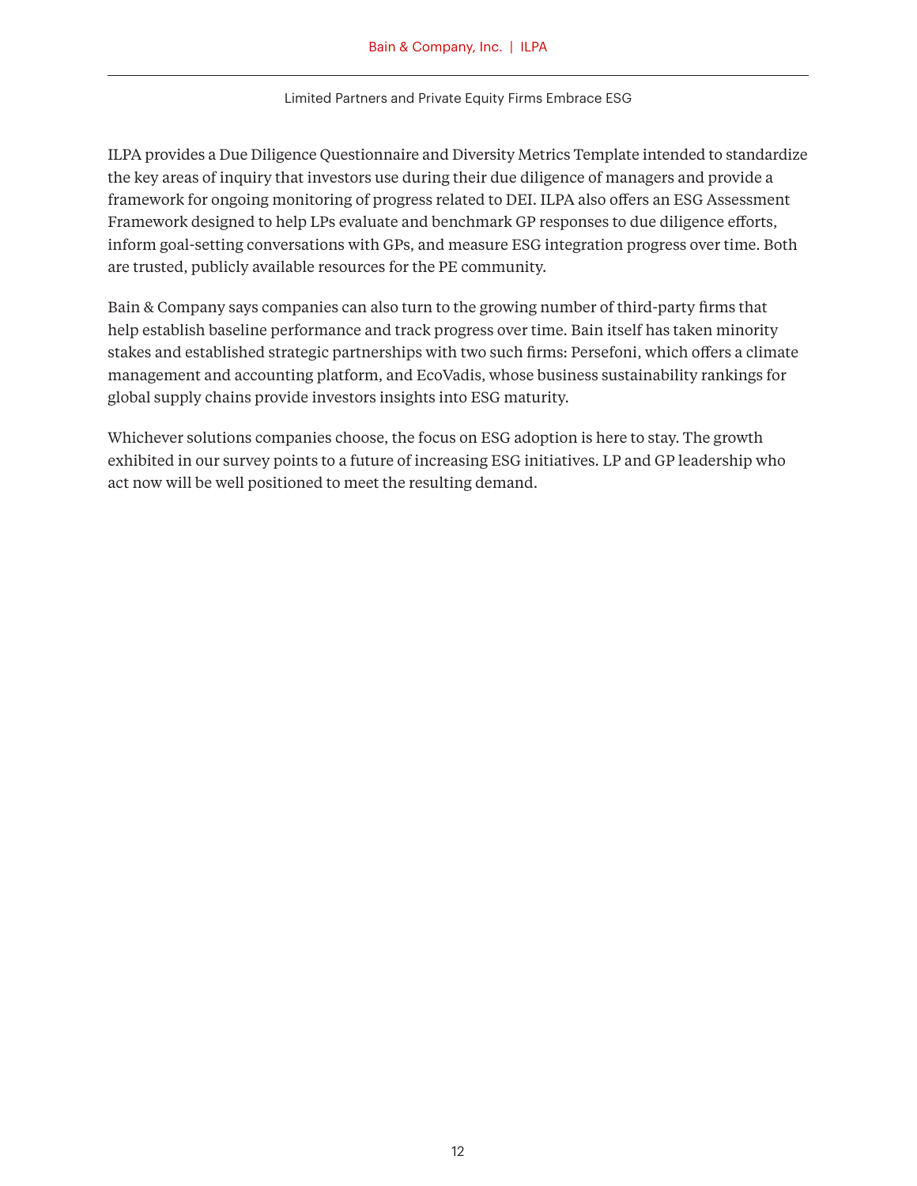ILPA provides a Due Diligence Questionnaire and Diversity Metrics Template intended to standardize the key areas of inquiry that investors use during their due diligence of managers and provide a framework for ongoing monitoring of progress related to DEI. ILPA also offers an ESG Assessment Framework designed to help LPs evaluate and benchmark GP responses to due diligence efforts, inform goal-setting conversations with GPs, and measure ESG integration progress over time. Both are trusted, publicly available resources for the PE community.

Bain & Company says companies can also turn to the growing number of third-party firms that help establish baseline performance and track progress over time. Bain itself has taken minority stakes and established strategic partnerships with two such firms: Persefoni, which offers a climate management and accounting platform, and EcoVadis, whose business sustainability rankings for global supply chains provide investors insights into ESG maturity.

Whichever solutions companies choose, the focus on ESG adoption is here to stay. The growth exhibited in our survey points to a future of increasing ESG initiatives. LP and GP leadership who act now will be well positioned to meet the resulting demand.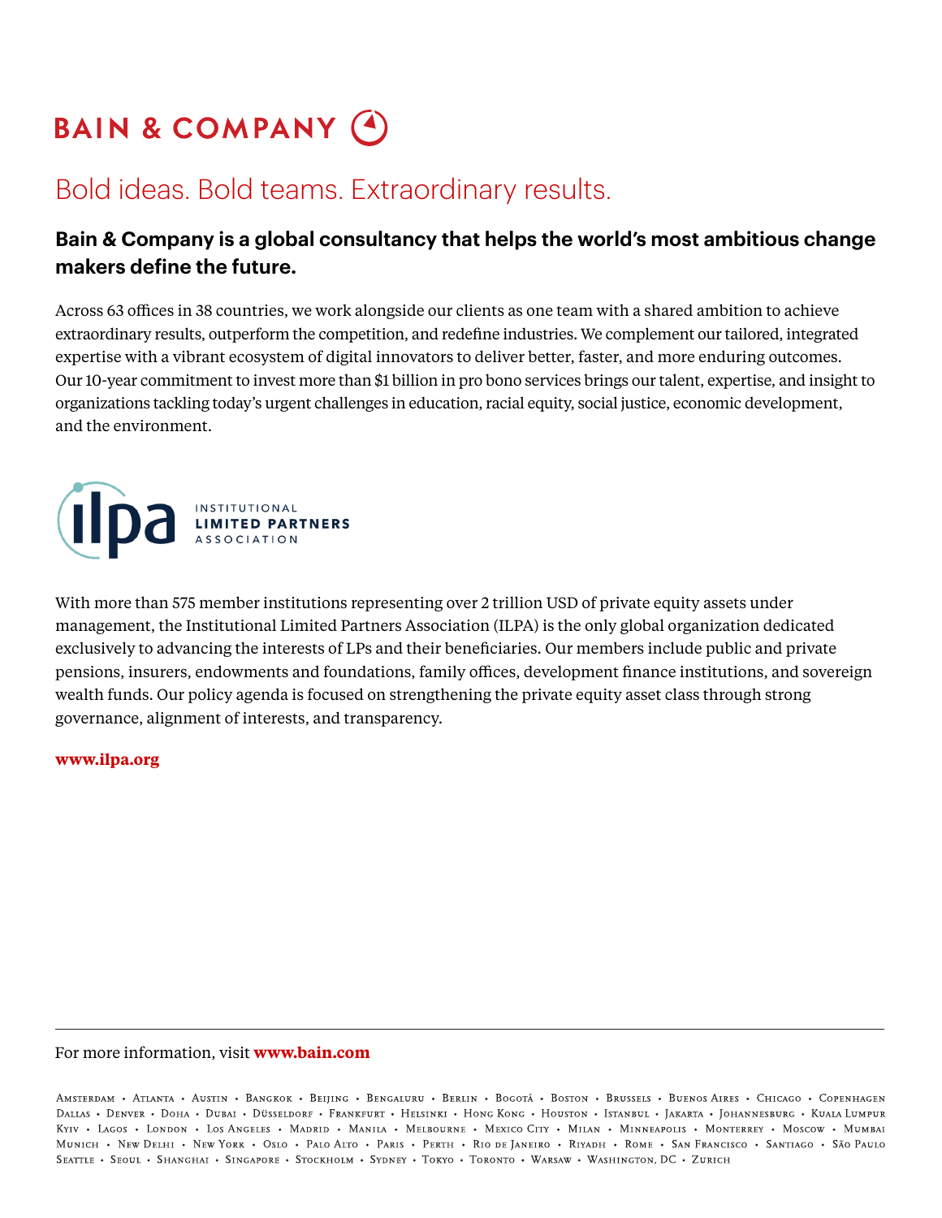# BAIN & COMPANY

## Bold ideas. Bold teams. Extraordinary results.

**Bain & Company is a global consultancy that helps the world's most ambitious change makers define the future.**

Across 63 offices in 38 countries, we work alongside our clients as one team with a shared ambition to achieve extraordinary results, outperform the competition, and redefine industries. We complement our tailored, integrated expertise with a vibrant ecosystem of digital innovators to deliver better, faster, and more enduring outcomes. Our 10-year commitment to invest more than $1 billion in pro bono services brings our talent, expertise, and insight to organizations tackling today's urgent challenges in education, racial equity, social justice, economic development, and the environment.

ilpa INSTITUTIONAL LIMITED PARTNERS ASSOCIATION

With more than 575 member institutions representing over 2 trillion USD of private equity assets under management, the Institutional Limited Partners Association (ILPA) is the only global organization dedicated exclusively to advancing the interests of LPs and their beneficiaries. Our members include public and private pensions, insurers, endowments and foundations, family offices, development finance institutions, and sovereign wealth funds. Our policy agenda is focused on strengthening the private equity asset class through strong governance, alignment of interests, and transparency.

**www.ilpa.org**

---

For more information, visit **www.bain.com**

Amsterdam • Atlanta • Austin • Bangkok • Beijing • Bengaluru • Berlin • Bogotá • Boston • Brussels • Buenos Aires • Chicago • Copenhagen • Dallas • Denver • Doha • Dubai • Düsseldorf • Frankfurt • Helsinki • Hong Kong • Houston • Istanbul • Jakarta • Johannesburg • Kuala Lumpur • Kyiv • Lagos • London • Los Angeles • Madrid • Manila • Melbourne • Mexico City • Milan • Minneapolis • Monterrey • Moscow • Mumbai • Munich • New Delhi • New York • Oslo • Palo Alto • Paris • Perth • Rio de Janeiro • Riyadh • Rome • San Francisco • Santiago • São Paulo • Seattle • Seoul • Shanghai • Singapore • Stockholm • Sydney • Tokyo • Toronto • Warsaw • Washington, DC • Zurich